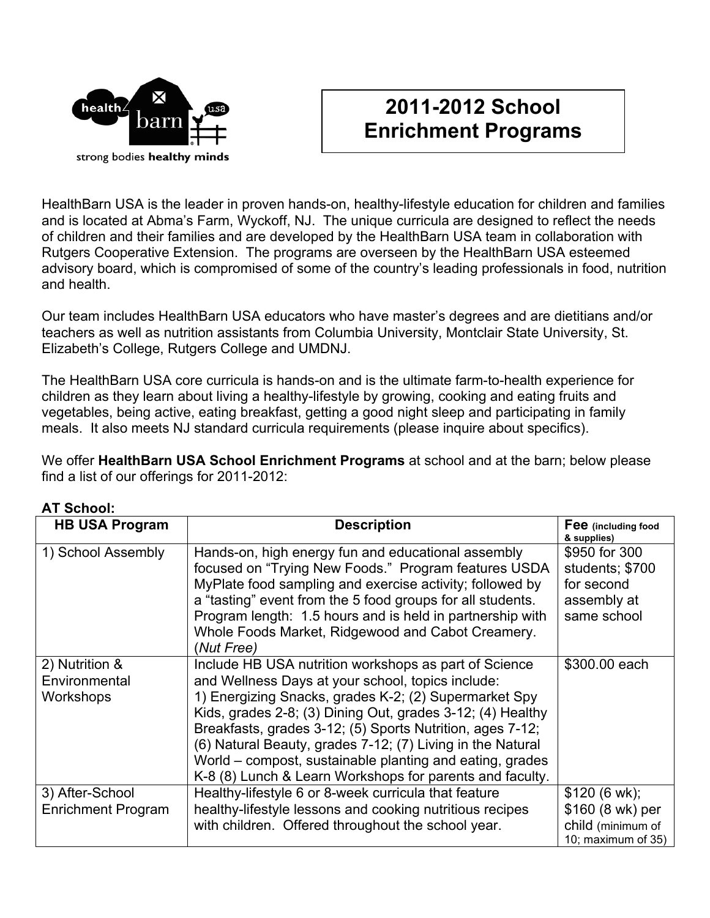strong bodies healthy minds

# 2011-2012 School Enrichment Programs

HealthBarn USA is the leader in proven hands-on, healthy-lifestyle education for children and families and is located at Abma's Farm, Wyckoff, NJ. The unique curricula are designed to reflect the needs of children and their families and are developed by the HealthBarn USA team in collaboration with Rutgers Cooperative Extension. The programs are overseen by the HealthBarn USA esteemed advisory board, which is compromised of some of the country's leading professionals in food, nutrition and health.

Our team includes HealthBarn USA educators who have master's degrees and are dietitians and/or teachers as well as nutrition assistants from Columbia University, Montclair State University, St. Elizabeth's College, Rutgers College and UMDNJ.

The HealthBarn USA core curricula is hands-on and is the ultimate farm-to-health experience for children as they learn about living a healthy-lifestyle by growing, cooking and eating fruits and vegetables, being active, eating breakfast, getting a good night sleep and participating in family meals. It also meets NJ standard curricula requirements (please inquire about specifics).

We offer **HealthBarn USA School Enrichment Programs** at school and at the barn; below please find a list of our offerings for 2011-2012:

**AT School:**

| HB USA Program | Description | Fee (including food & supplies) |
|---|---|---|
| 1) School Assembly | Hands-on, high energy fun and educational assembly focused on "Trying New Foods." Program features USDA MyPlate food sampling and exercise activity; followed by a "tasting" event from the 5 food groups for all students. Program length: 1.5 hours and is held in partnership with Whole Foods Market, Ridgewood and Cabot Creamery. (*Nut Free*) | $950 for 300 students; $700 for second assembly at same school |
| 2) Nutrition & Environmental Workshops | Include HB USA nutrition workshops as part of Science and Wellness Days at your school, topics include: 1) Energizing Snacks, grades K-2; (2) Supermarket Spy Kids, grades 2-8; (3) Dining Out, grades 3-12; (4) Healthy Breakfasts, grades 3-12; (5) Sports Nutrition, ages 7-12; (6) Natural Beauty, grades 7-12; (7) Living in the Natural World – compost, sustainable planting and eating, grades K-8 (8) Lunch & Learn Workshops for parents and faculty. | $300.00 each |
| 3) After-School Enrichment Program | Healthy-lifestyle 6 or 8-week curricula that feature healthy-lifestyle lessons and cooking nutritious recipes with children. Offered throughout the school year. | $120 (6 wk); $160 (8 wk) per child (minimum of 10; maximum of 35) |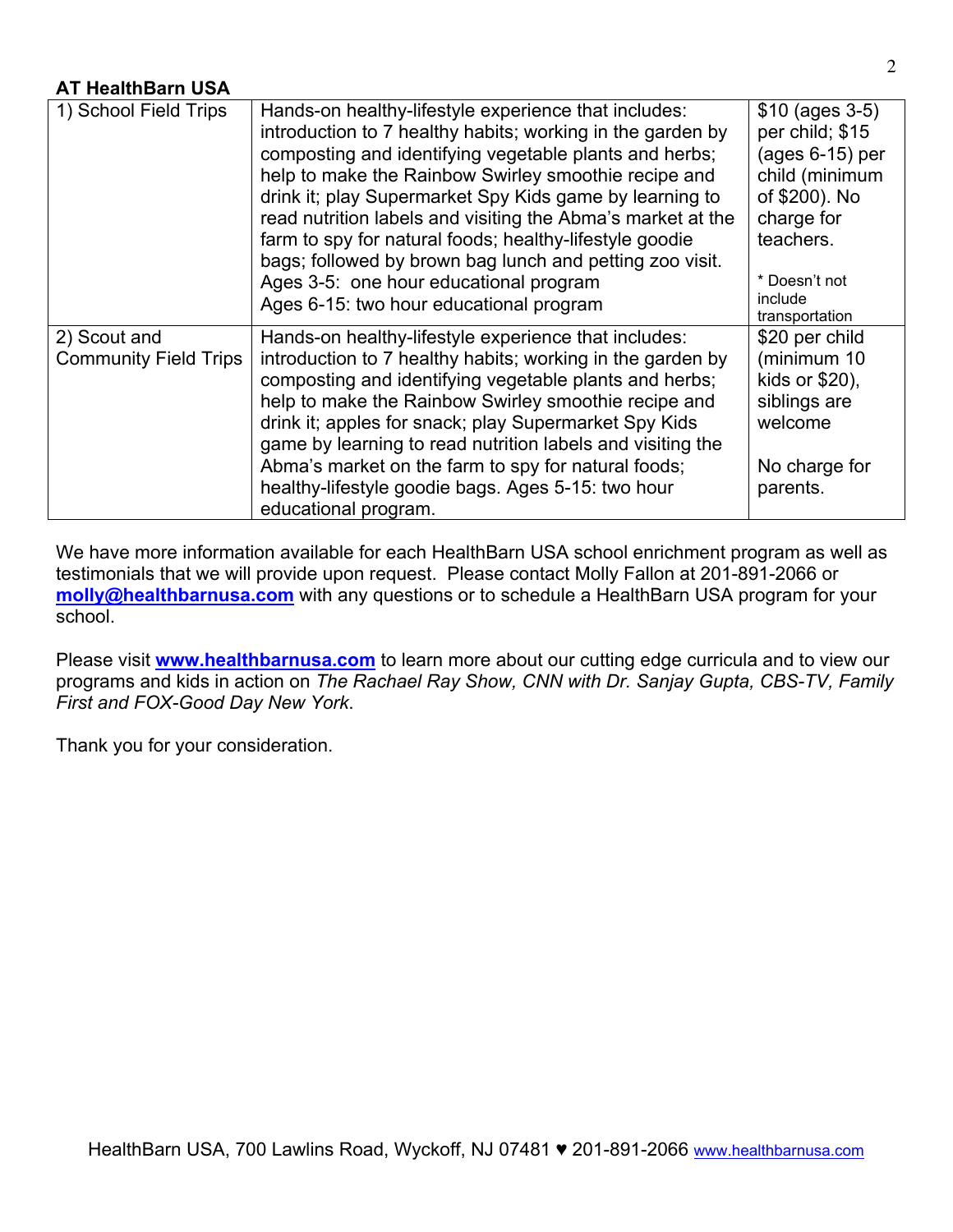**AT HealthBarn USA**

| | | |
|---|---|---|
| 1) School Field Trips | Hands-on healthy-lifestyle experience that includes: introduction to 7 healthy habits; working in the garden by composting and identifying vegetable plants and herbs; help to make the Rainbow Swirley smoothie recipe and drink it; play Supermarket Spy Kids game by learning to read nutrition labels and visiting the Abma's market at the farm to spy for natural foods; healthy-lifestyle goodie bags; followed by brown bag lunch and petting zoo visit.<br>Ages 3-5: one hour educational program<br>Ages 6-15: two hour educational program | $10 (ages 3-5) per child; $15 (ages 6-15) per child (minimum of $200). No charge for teachers.<br><br>* Doesn't not include transportation |
| 2) Scout and Community Field Trips | Hands-on healthy-lifestyle experience that includes: introduction to 7 healthy habits; working in the garden by composting and identifying vegetable plants and herbs; help to make the Rainbow Swirley smoothie recipe and drink it; apples for snack; play Supermarket Spy Kids game by learning to read nutrition labels and visiting the Abma's market on the farm to spy for natural foods; healthy-lifestyle goodie bags. Ages 5-15: two hour educational program. | $20 per child (minimum 10 kids or $20), siblings are welcome<br><br>No charge for parents. |

We have more information available for each HealthBarn USA school enrichment program as well as testimonials that we will provide upon request. Please contact Molly Fallon at 201-891-2066 or **molly@healthbarnusa.com** with any questions or to schedule a HealthBarn USA program for your school.

Please visit **www.healthbarnusa.com** to learn more about our cutting edge curricula and to view our programs and kids in action on *The Rachael Ray Show, CNN with Dr. Sanjay Gupta, CBS-TV, Family First and FOX-Good Day New York*.

Thank you for your consideration.

HealthBarn USA, 700 Lawlins Road, Wyckoff, NJ 07481 ♥ 201-891-2066 www.healthbarnusa.com